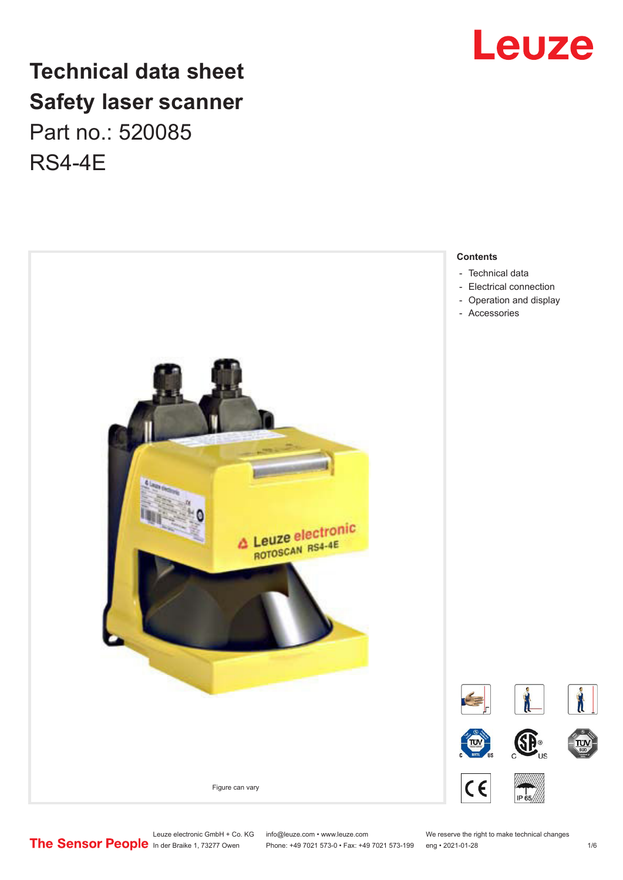# Technical data sheet
# Safety laser scanner

Part no.: 520085

RS4-4E

Figure can vary

**Contents**

- Technical data
- Electrical connection
- Operation and display
- Accessories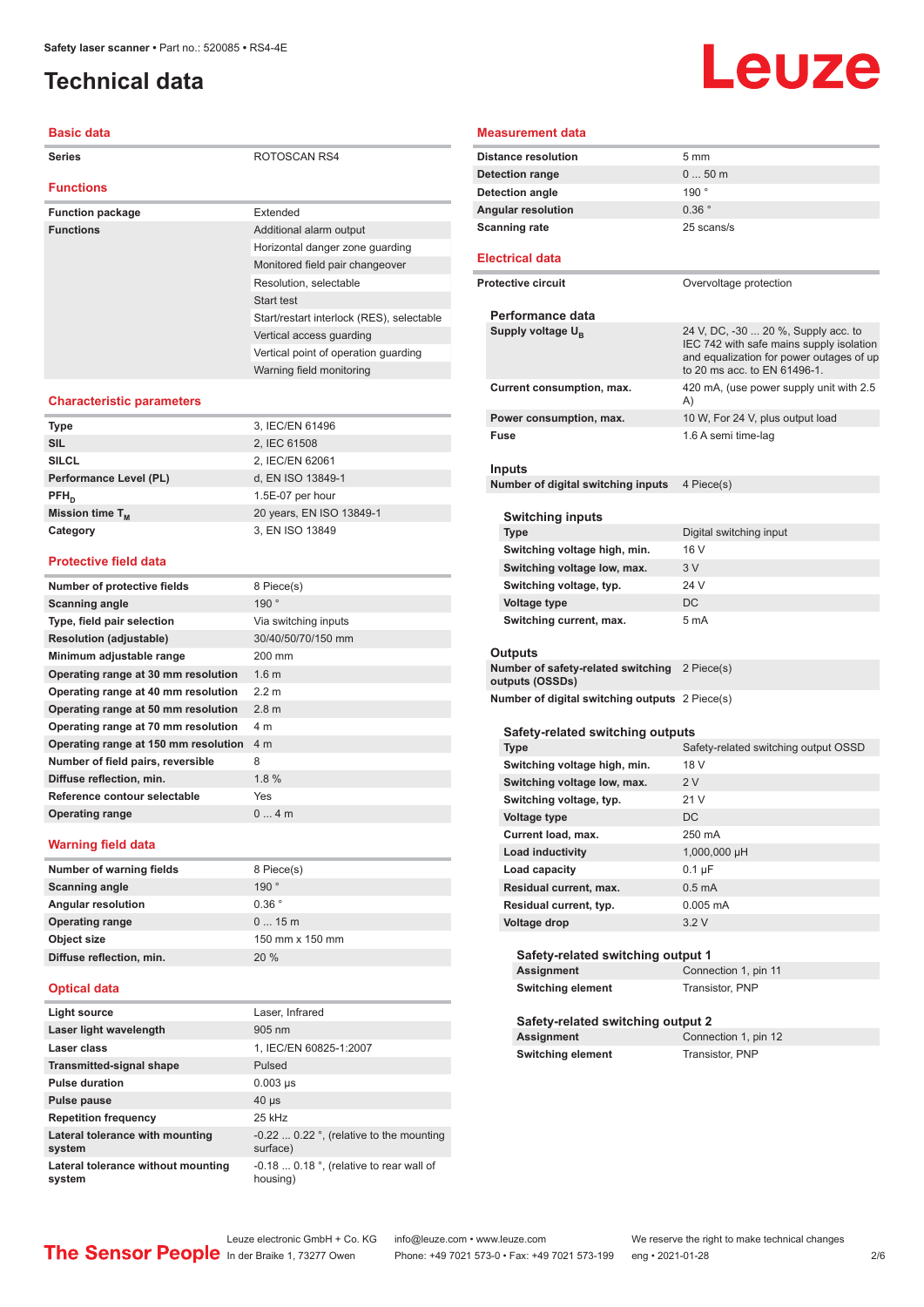# Technical data

## Basic data

| | |
|---|---|
| Series | ROTOSCAN RS4 |

## Functions

| | |
|---|---|
| Function package | Extended |
| Functions | Additional alarm output |
| | Horizontal danger zone guarding |
| | Monitored field pair changeover |
| | Resolution, selectable |
| | Start test |
| | Start/restart interlock (RES), selectable |
| | Vertical access guarding |
| | Vertical point of operation guarding |
| | Warning field monitoring |

## Characteristic parameters

| | |
|---|---|
| Type | 3, IEC/EN 61496 |
| SIL | 2, IEC 61508 |
| SILCL | 2, IEC/EN 62061 |
| Performance Level (PL) | d, EN ISO 13849-1 |
| $PFH_D$ | 1.5E-07 per hour |
| Mission time $T_M$ | 20 years, EN ISO 13849-1 |
| Category | 3, EN ISO 13849 |

## Protective field data

| | |
|---|---|
| Number of protective fields | 8 Piece(s) |
| Scanning angle | 190 ° |
| Type, field pair selection | Via switching inputs |
| Resolution (adjustable) | 30/40/50/70/150 mm |
| Minimum adjustable range | 200 mm |
| Operating range at 30 mm resolution | 1.6 m |
| Operating range at 40 mm resolution | 2.2 m |
| Operating range at 50 mm resolution | 2.8 m |
| Operating range at 70 mm resolution | 4 m |
| Operating range at 150 mm resolution | 4 m |
| Number of field pairs, reversible | 8 |
| Diffuse reflection, min. | 1.8 % |
| Reference contour selectable | Yes |
| Operating range | 0 ... 4 m |

## Warning field data

| | |
|---|---|
| Number of warning fields | 8 Piece(s) |
| Scanning angle | 190 ° |
| Angular resolution | 0.36 ° |
| Operating range | 0 ... 15 m |
| Object size | 150 mm x 150 mm |
| Diffuse reflection, min. | 20 % |

## Optical data

| | |
|---|---|
| Light source | Laser, Infrared |
| Laser light wavelength | 905 nm |
| Laser class | 1, IEC/EN 60825-1:2007 |
| Transmitted-signal shape | Pulsed |
| Pulse duration | 0.003 µs |
| Pulse pause | 40 µs |
| Repetition frequency | 25 kHz |
| Lateral tolerance with mounting system | -0.22 ... 0.22 °, (relative to the mounting surface) |
| Lateral tolerance without mounting system | -0.18 ... 0.18 °, (relative to rear wall of housing) |

## Measurement data

| | |
|---|---|
| Distance resolution | 5 mm |
| Detection range | 0 ... 50 m |
| Detection angle | 190 ° |
| Angular resolution | 0.36 ° |
| Scanning rate | 25 scans/s |

## Electrical data

| | |
|---|---|
| Protective circuit | Overvoltage protection |

### Performance data

| | |
|---|---|
| Supply voltage $U_B$ | 24 V, DC, -30 ... 20 %, Supply acc. to IEC 742 with safe mains supply isolation and equalization for power outages of up to 20 ms acc. to EN 61496-1. |
| Current consumption, max. | 420 mA, (use power supply unit with 2.5 A) |
| Power consumption, max. | 10 W, For 24 V, plus output load |
| Fuse | 1.6 A semi time-lag |

### Inputs

| | |
|---|---|
| Number of digital switching inputs | 4 Piece(s) |

#### Switching inputs

| | |
|---|---|
| Type | Digital switching input |
| Switching voltage high, min. | 16 V |
| Switching voltage low, max. | 3 V |
| Switching voltage, typ. | 24 V |
| Voltage type | DC |
| Switching current, max. | 5 mA |

### Outputs

| | |
|---|---|
| Number of safety-related switching outputs (OSSDs) | 2 Piece(s) |
| Number of digital switching outputs | 2 Piece(s) |

#### Safety-related switching outputs

| | |
|---|---|
| Type | Safety-related switching output OSSD |
| Switching voltage high, min. | 18 V |
| Switching voltage low, max. | 2 V |
| Switching voltage, typ. | 21 V |
| Voltage type | DC |
| Current load, max. | 250 mA |
| Load inductivity | 1,000,000 µH |
| Load capacity | 0.1 µF |
| Residual current, max. | 0.5 mA |
| Residual current, typ. | 0.005 mA |
| Voltage drop | 3.2 V |

##### Safety-related switching output 1

| | |
|---|---|
| Assignment | Connection 1, pin 11 |
| Switching element | Transistor, PNP |

##### Safety-related switching output 2

| | |
|---|---|
| Assignment | Connection 1, pin 12 |
| Switching element | Transistor, PNP |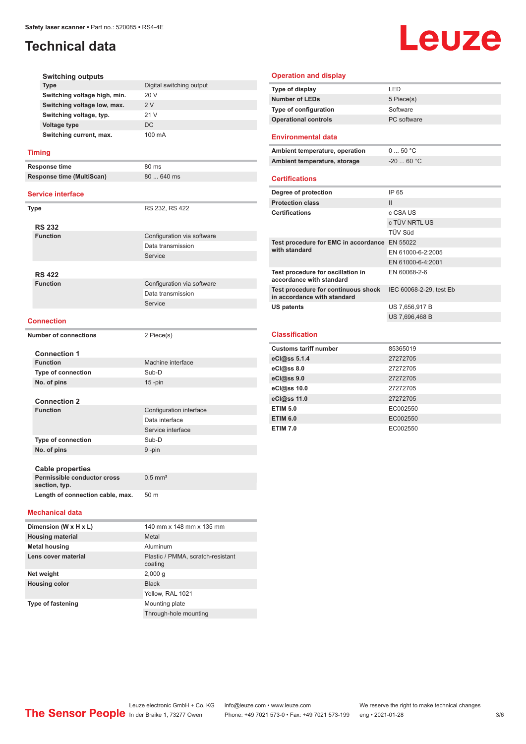# Technical data

#### Switching outputs

| | |
|---|---|
| **Type** | Digital switching output |
| **Switching voltage high, min.** | 20 V |
| **Switching voltage low, max.** | 2 V |
| **Switching voltage, typ.** | 21 V |
| **Voltage type** | DC |
| **Switching current, max.** | 100 mA |

## Timing

| | |
|---|---|
| **Response time** | 80 ms |
| **Response time (MultiScan)** | 80 ... 640 ms |

## Service interface

| | |
|---|---|
| **Type** | RS 232, RS 422 |

#### RS 232

| | |
|---|---|
| **Function** | Configuration via software |
| | Data transmission |
| | Service |

#### RS 422

| | |
|---|---|
| **Function** | Configuration via software |
| | Data transmission |
| | Service |

## Connection

| | |
|---|---|
| **Number of connections** | 2 Piece(s) |

#### Connection 1

| | |
|---|---|
| **Function** | Machine interface |
| **Type of connection** | Sub-D |
| **No. of pins** | 15 -pin |

#### Connection 2

| | |
|---|---|
| **Function** | Configuration interface |
| | Data interface |
| | Service interface |
| **Type of connection** | Sub-D |
| **No. of pins** | 9 -pin |

#### Cable properties

| | |
|---|---|
| **Permissible conductor cross section, typ.** | 0.5 mm² |
| **Length of connection cable, max.** | 50 m |

## Mechanical data

| | |
|---|---|
| **Dimension (W x H x L)** | 140 mm x 148 mm x 135 mm |
| **Housing material** | Metal |
| **Metal housing** | Aluminum |
| **Lens cover material** | Plastic / PMMA, scratch-resistant coating |
| **Net weight** | 2,000 g |
| **Housing color** | Black |
| | Yellow, RAL 1021 |
| **Type of fastening** | Mounting plate |
| | Through-hole mounting |

## Operation and display

| | |
|---|---|
| **Type of display** | LED |
| **Number of LEDs** | 5 Piece(s) |
| **Type of configuration** | Software |
| **Operational controls** | PC software |

## Environmental data

| | |
|---|---|
| **Ambient temperature, operation** | 0 ... 50 °C |
| **Ambient temperature, storage** | -20 ... 60 °C |

## Certifications

| | |
|---|---|
| **Degree of protection** | IP 65 |
| **Protection class** | II |
| **Certifications** | c CSA US |
| | c TÜV NRTL US |
| | TÜV Süd |
| **Test procedure for EMC in accordance with standard** | EN 55022 |
| | EN 61000-6-2:2005 |
| | EN 61000-6-4:2001 |
| **Test procedure for oscillation in accordance with standard** | EN 60068-2-6 |
| **Test procedure for continuous shock in accordance with standard** | IEC 60068-2-29, test Eb |
| **US patents** | US 7,656,917 B |
| | US 7,696,468 B |

## Classification

| | |
|---|---|
| **Customs tariff number** | 85365019 |
| **eCl@ss 5.1.4** | 27272705 |
| **eCl@ss 8.0** | 27272705 |
| **eCl@ss 9.0** | 27272705 |
| **eCl@ss 10.0** | 27272705 |
| **eCl@ss 11.0** | 27272705 |
| **ETIM 5.0** | EC002550 |
| **ETIM 6.0** | EC002550 |
| **ETIM 7.0** | EC002550 |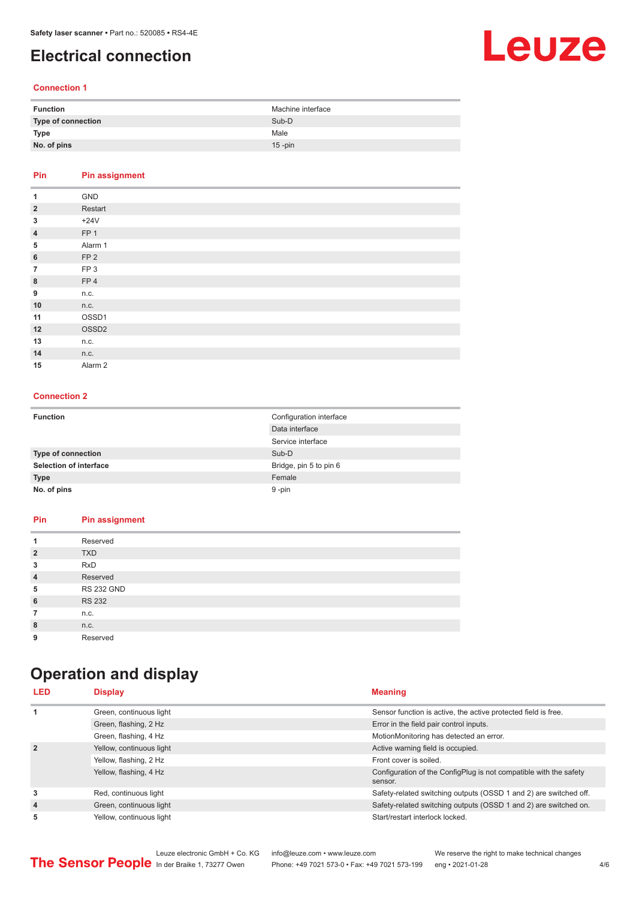# Electrical connection

### Connection 1

| Function | Machine interface |
|---|---|
| **Type of connection** | Sub-D |
| **Type** | Male |
| **No. of pins** | 15 -pin |

| Pin | Pin assignment |
|---|---|
| **1** | GND |
| **2** | Restart |
| **3** | +24V |
| **4** | FP 1 |
| **5** | Alarm 1 |
| **6** | FP 2 |
| **7** | FP 3 |
| **8** | FP 4 |
| **9** | n.c. |
| **10** | n.c. |
| **11** | OSSD1 |
| **12** | OSSD2 |
| **13** | n.c. |
| **14** | n.c. |
| **15** | Alarm 2 |

### Connection 2

| Function | Configuration interface |
|---|---|
| | Data interface |
| | Service interface |
| **Type of connection** | Sub-D |
| **Selection of interface** | Bridge, pin 5 to pin 6 |
| **Type** | Female |
| **No. of pins** | 9 -pin |

| Pin | Pin assignment |
|---|---|
| **1** | Reserved |
| **2** | TXD |
| **3** | RxD |
| **4** | Reserved |
| **5** | RS 232 GND |
| **6** | RS 232 |
| **7** | n.c. |
| **8** | n.c. |
| **9** | Reserved |

# Operation and display

| LED | Display | Meaning |
|---|---|---|
| **1** | Green, continuous light | Sensor function is active, the active protected field is free. |
| | Green, flashing, 2 Hz | Error in the field pair control inputs. |
| | Green, flashing, 4 Hz | MotionMonitoring has detected an error. |
| **2** | Yellow, continuous light | Active warning field is occupied. |
| | Yellow, flashing, 2 Hz | Front cover is soiled. |
| | Yellow, flashing, 4 Hz | Configuration of the ConfigPlug is not compatible with the safety sensor. |
| **3** | Red, continuous light | Safety-related switching outputs (OSSD 1 and 2) are switched off. |
| **4** | Green, continuous light | Safety-related switching outputs (OSSD 1 and 2) are switched on. |
| **5** | Yellow, continuous light | Start/restart interlock locked. |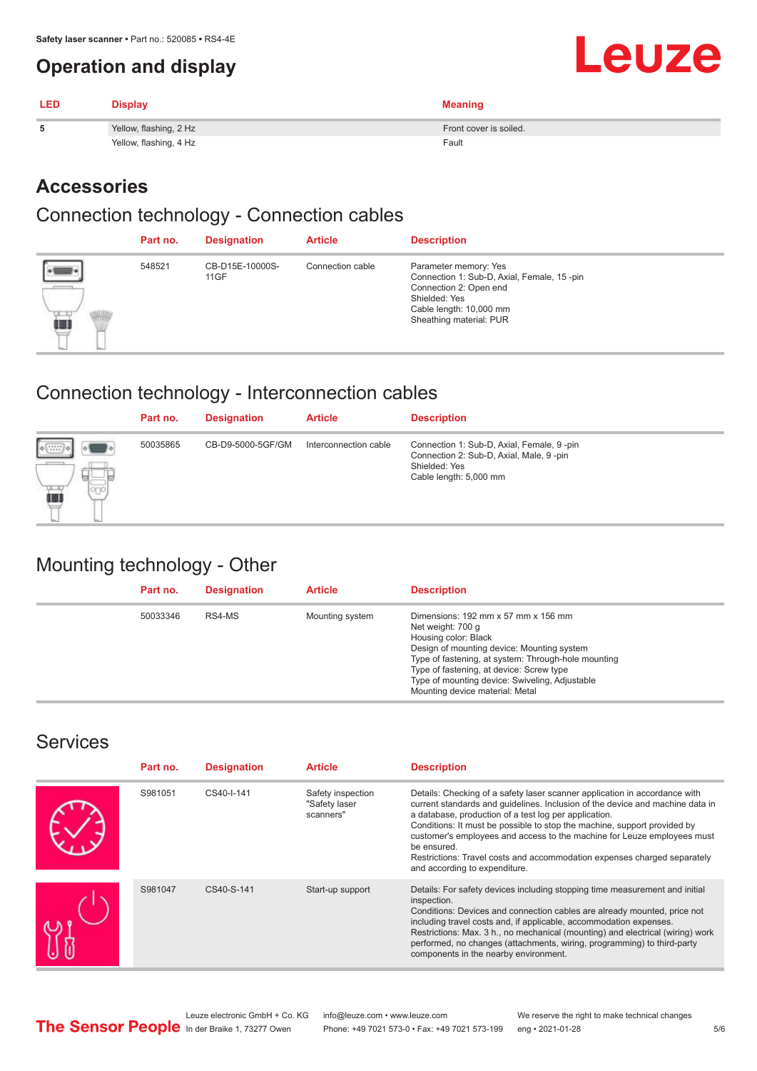# Operation and display

| LED | Display | Meaning |
|---|---|---|
| 5 | Yellow, flashing, 2 Hz | Front cover is soiled. |
| | Yellow, flashing, 4 Hz | Fault |

## Accessories

### Connection technology - Connection cables

| Part no. | Designation | Article | Description |
|---|---|---|---|
| 548521 | CB-D15E-10000S-11GF | Connection cable | Parameter memory: Yes<br>Connection 1: Sub-D, Axial, Female, 15 -pin<br>Connection 2: Open end<br>Shielded: Yes<br>Cable length: 10,000 mm<br>Sheathing material: PUR |

### Connection technology - Interconnection cables

| Part no. | Designation | Article | Description |
|---|---|---|---|
| 50035865 | CB-D9-5000-5GF/GM | Interconnection cable | Connection 1: Sub-D, Axial, Female, 9 -pin<br>Connection 2: Sub-D, Axial, Male, 9 -pin<br>Shielded: Yes<br>Cable length: 5,000 mm |

### Mounting technology - Other

| Part no. | Designation | Article | Description |
|---|---|---|---|
| 50033346 | RS4-MS | Mounting system | Dimensions: 192 mm x 57 mm x 156 mm<br>Net weight: 700 g<br>Housing color: Black<br>Design of mounting device: Mounting system<br>Type of fastening, at system: Through-hole mounting<br>Type of fastening, at device: Screw type<br>Type of mounting device: Swiveling, Adjustable<br>Mounting device material: Metal |

## Services

| Part no. | Designation | Article | Description |
|---|---|---|---|
| S981051 | CS40-I-141 | Safety inspection "Safety laser scanners" | Details: Checking of a safety laser scanner application in accordance with current standards and guidelines. Inclusion of the device and machine data in a database, production of a test log per application.<br>Conditions: It must be possible to stop the machine, support provided by customer's employees and access to the machine for Leuze employees must be ensured.<br>Restrictions: Travel costs and accommodation expenses charged separately and according to expenditure. |
| S981047 | CS40-S-141 | Start-up support | Details: For safety devices including stopping time measurement and initial inspection.<br>Conditions: Devices and connection cables are already mounted, price not including travel costs and, if applicable, accommodation expenses.<br>Restrictions: Max. 3 h., no mechanical (mounting) and electrical (wiring) work performed, no changes (attachments, wiring, programming) to third-party components in the nearby environment. |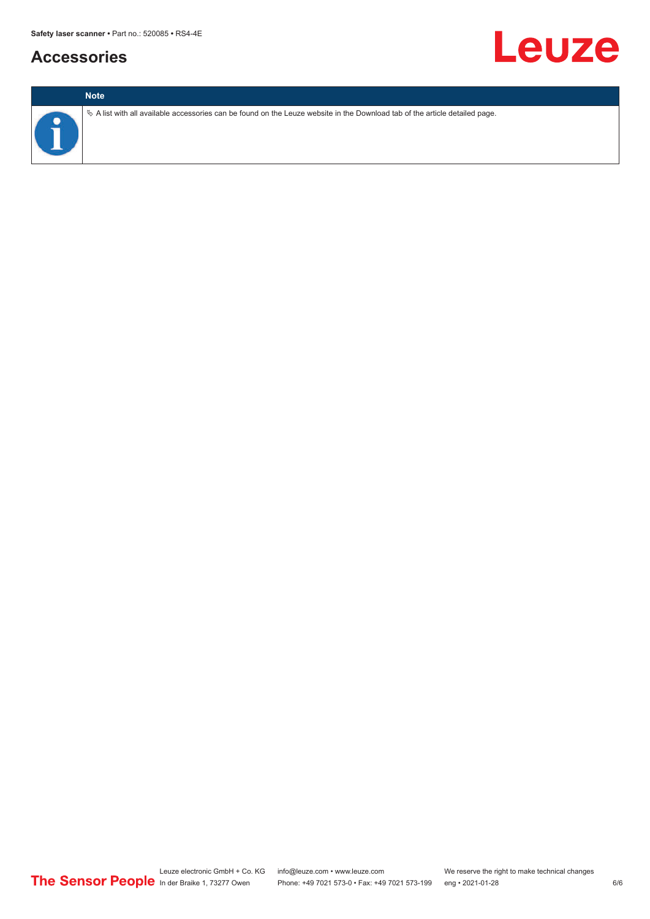# Accessories

| | Note |
|---|---|
| | ✎ A list with all available accessories can be found on the Leuze website in the Download tab of the article detailed page. |